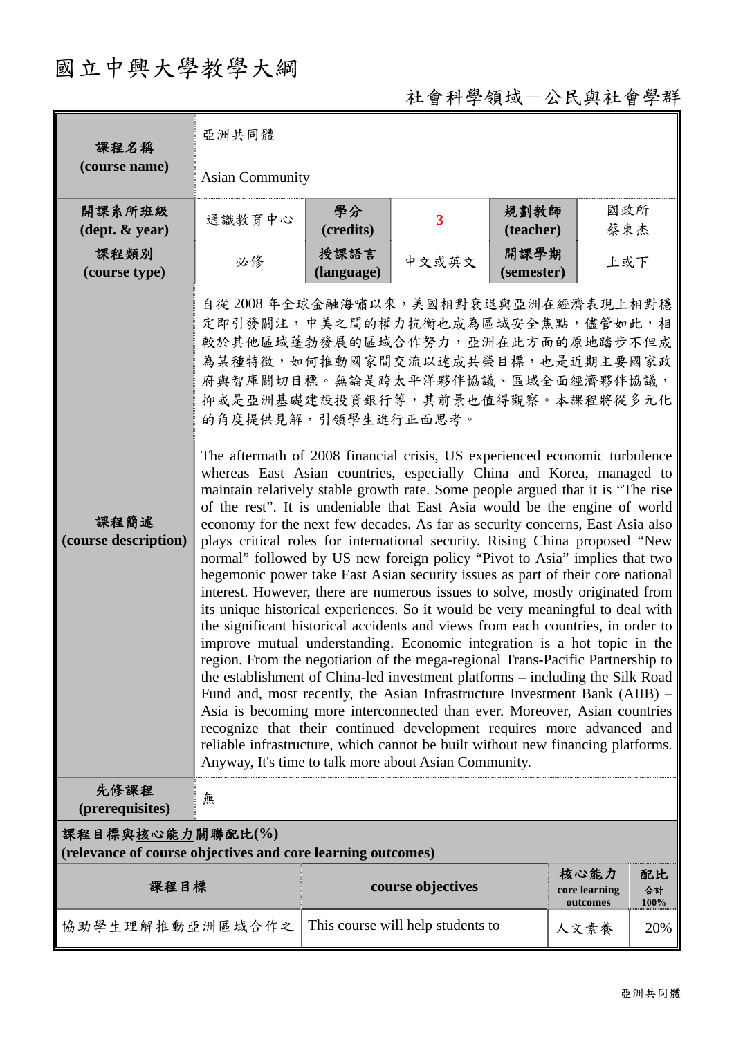# 國立中興大學教學大綱

## 社會科學領域－公民與社會學群

| 課程名稱 (course name) | 亞洲共同體 | | | | |
|---|---|---|---|---|---|
| | Asian Community | | | | |
| 開課系所班級 (dept. & year) | 通識教育中心 | 學分 (credits) | 3 | 規劃教師 (teacher) | 國政所 蔡東杰 |
| 課程類別 (course type) | 必修 | 授課語言 (language) | 中文或英文 | 開課學期 (semester) | 上或下 |
| 課程簡述 (course description) | 自從 2008 年全球金融海嘯以來，美國相對衰退與亞洲在經濟表現上相對穩定即引發關注，中美之間的權力抗衡也成為區域安全焦點，儘管如此，相較於其他區域蓬勃發展的區域合作努力，亞洲在此方面的原地踏步不但成為某種特徵，如何推動國家間交流以達成共榮目標，也是近期主要國家政府與智庫關切目標。無論是跨太平洋夥伴協議、區域全面經濟夥伴協議，抑或是亞洲基礎建設投資銀行等，其前景也值得觀察。本課程將從多元化的角度提供見解，引領學生進行正面思考。 | | | | |
| | The aftermath of 2008 financial crisis, US experienced economic turbulence whereas East Asian countries, especially China and Korea, managed to maintain relatively stable growth rate. Some people argued that it is "The rise of the rest". It is undeniable that East Asia would be the engine of world economy for the next few decades. As far as security concerns, East Asia also plays critical roles for international security. Rising China proposed "New normal" followed by US new foreign policy "Pivot to Asia" implies that two hegemonic power take East Asian security issues as part of their core national interest. However, there are numerous issues to solve, mostly originated from its unique historical experiences. So it would be very meaningful to deal with the significant historical accidents and views from each countries, in order to improve mutual understanding. Economic integration is a hot topic in the region. From the negotiation of the mega-regional Trans-Pacific Partnership to the establishment of China-led investment platforms – including the Silk Road Fund and, most recently, the Asian Infrastructure Investment Bank (AIIB) – Asia is becoming more interconnected than ever. Moreover, Asian countries recognize that their continued development requires more advanced and reliable infrastructure, which cannot be built without new financing platforms. Anyway, It's time to talk more about Asian Community. | | | | |
| 先修課程 (prerequisites) | 無 | | | | |

**課程目標與核心能力關聯配比(%)**
**(relevance of course objectives and core learning outcomes)**

| 課程目標 | course objectives | 核心能力 core learning outcomes | 配比 合計 100% |
|---|---|---|---|
| 協助學生理解推動亞洲區域合作之 | This course will help students to | 人文素養 | 20% |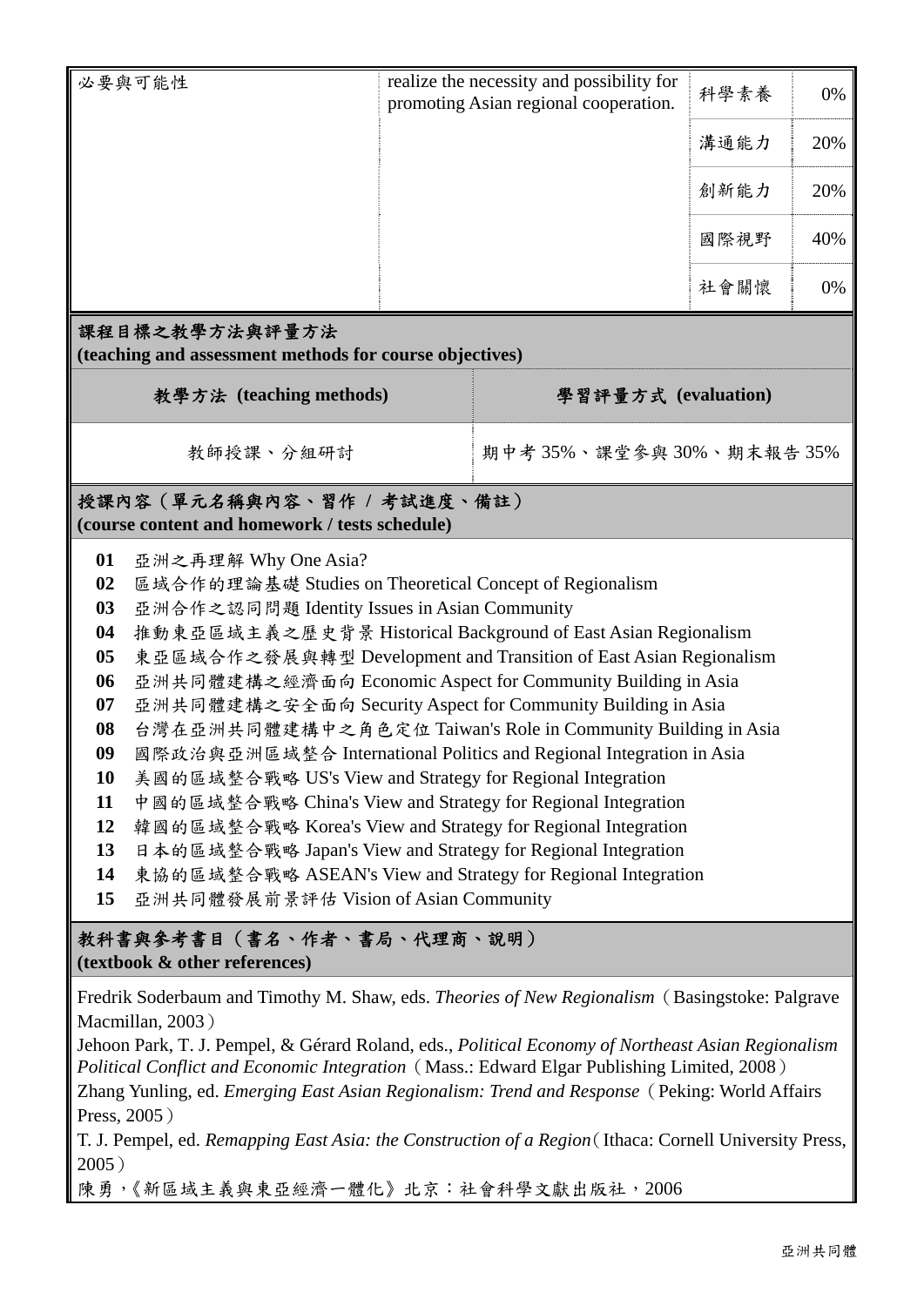| 必要與可能性 | realize the necessity and possibility for promoting Asian regional cooperation. | 科學素養 | 0% |
|---|---|---|---|
| | | 溝通能力 | 20% |
| | | 創新能力 | 20% |
| | | 國際視野 | 40% |
| | | 社會關懷 | 0% |

## 課程目標之教學方法與評量方法 (teaching and assessment methods for course objectives)

| 教學方法 (teaching methods) | 學習評量方式 (evaluation) |
|---|---|
| 教師授課、分組研討 | 期中考 35%、課堂參與 30%、期末報告 35% |

## 授課內容（單元名稱與內容、習作 / 考試進度、備註） (course content and homework / tests schedule)

**01** 亞洲之再理解 Why One Asia?
**02** 區域合作的理論基礎 Studies on Theoretical Concept of Regionalism
**03** 亞洲合作之認同問題 Identity Issues in Asian Community
**04** 推動東亞區域主義之歷史背景 Historical Background of East Asian Regionalism
**05** 東亞區域合作之發展與轉型 Development and Transition of East Asian Regionalism
**06** 亞洲共同體建構之經濟面向 Economic Aspect for Community Building in Asia
**07** 亞洲共同體建構之安全面向 Security Aspect for Community Building in Asia
**08** 台灣在亞洲共同體建構中之角色定位 Taiwan's Role in Community Building in Asia
**09** 國際政治與亞洲區域整合 International Politics and Regional Integration in Asia
**10** 美國的區域整合戰略 US's View and Strategy for Regional Integration
**11** 中國的區域整合戰略 China's View and Strategy for Regional Integration
**12** 韓國的區域整合戰略 Korea's View and Strategy for Regional Integration
**13** 日本的區域整合戰略 Japan's View and Strategy for Regional Integration
**14** 東協的區域整合戰略 ASEAN's View and Strategy for Regional Integration
**15** 亞洲共同體發展前景評估 Vision of Asian Community

## 教科書與參考書目（書名、作者、書局、代理商、說明） (textbook & other references)

Fredrik Soderbaum and Timothy M. Shaw, eds. *Theories of New Regionalism*（Basingstoke: Palgrave Macmillan, 2003）
Jehoon Park, T. J. Pempel, & Gérard Roland, eds., *Political Economy of Northeast Asian Regionalism Political Conflict and Economic Integration*（Mass.: Edward Elgar Publishing Limited, 2008）
Zhang Yunling, ed. *Emerging East Asian Regionalism: Trend and Response*（Peking: World Affairs Press, 2005）
T. J. Pempel, ed. *Remapping East Asia: the Construction of a Region*（Ithaca: Cornell University Press, 2005）
陳勇，《新區域主義與東亞經濟一體化》北京：社會科學文獻出版社，2006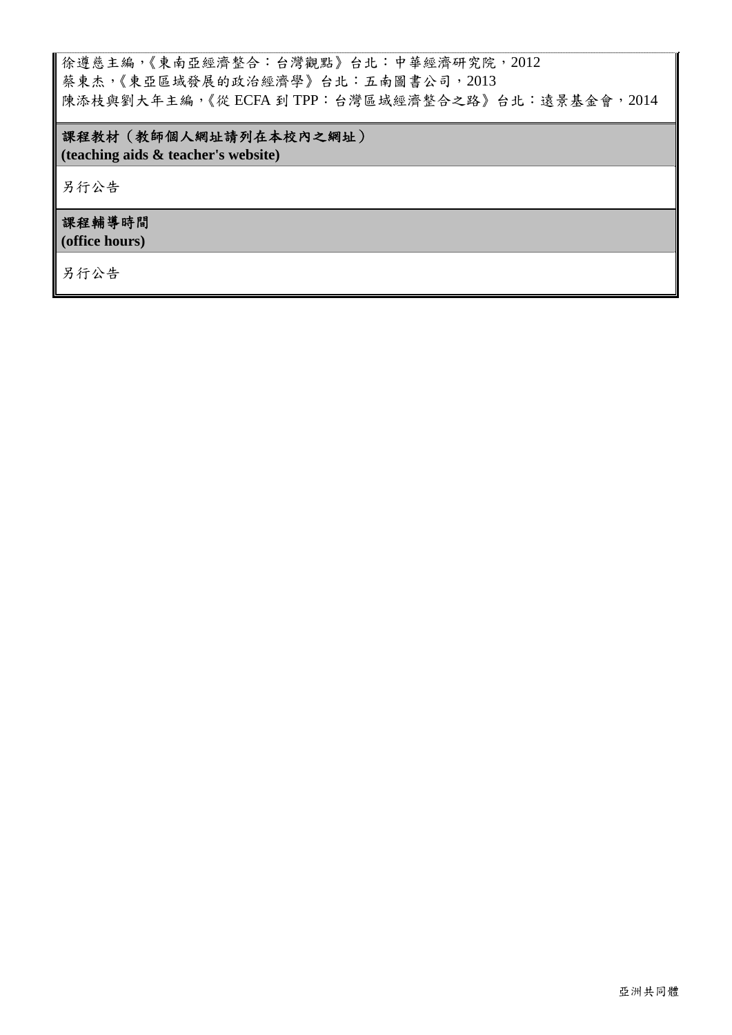徐遵慈主編,《東南亞經濟整合：台灣觀點》台北：中華經濟研究院，2012
蔡東杰,《東亞區域發展的政治經濟學》台北：五南圖書公司，2013
陳添枝與劉大年主編,《從 ECFA 到 TPP：台灣區域經濟整合之路》台北：遠景基金會，2014

**課程教材（教師個人網址請列在本校內之網址）**
**(teaching aids & teacher's website)**

另行公告

**課程輔導時間**
**(office hours)**

另行公告